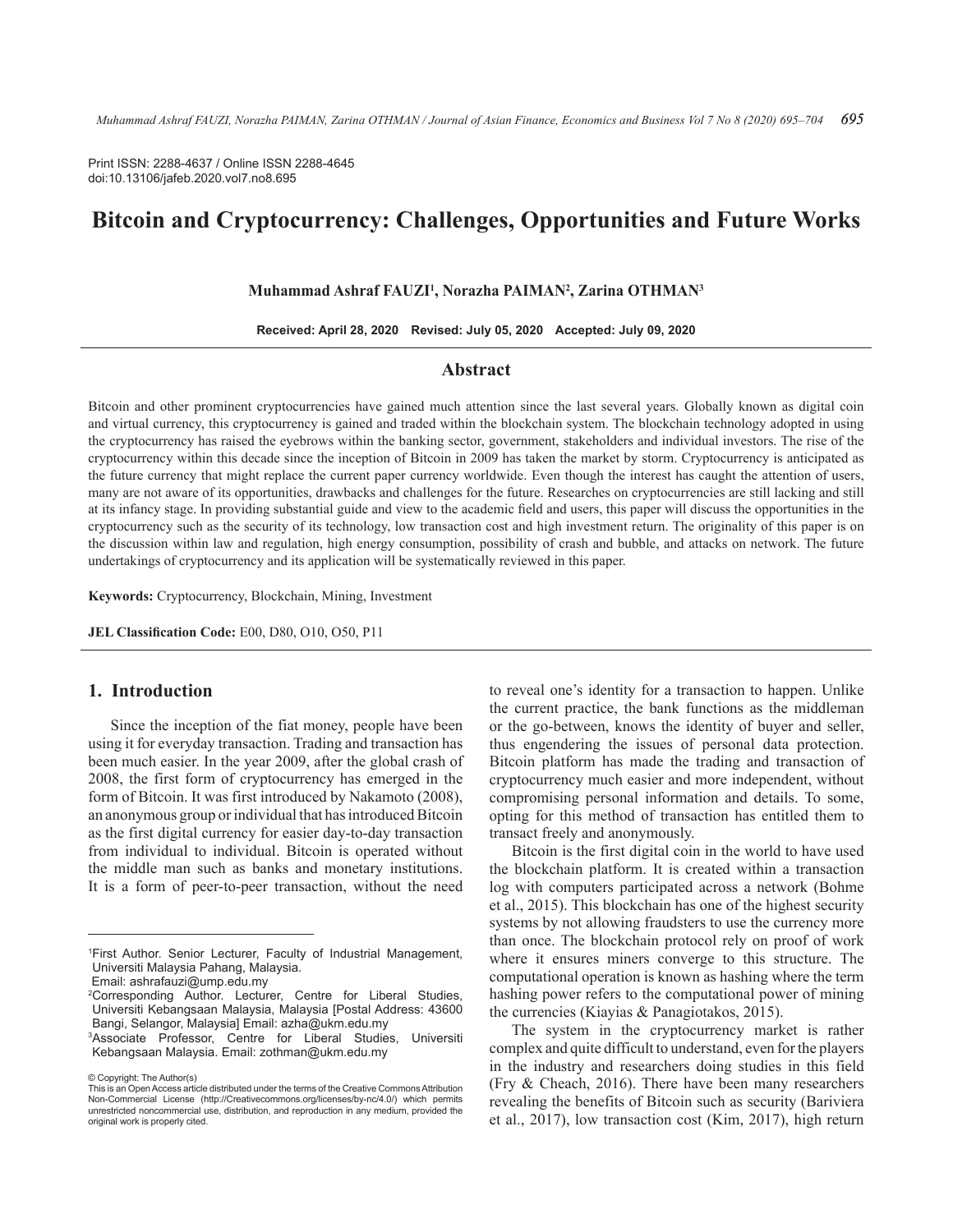Print ISSN: 2288-4637 / Online ISSN 2288-4645
doi:10.13106/jafeb.2020.vol7.no8.695

# Bitcoin and Cryptocurrency: Challenges, Opportunities and Future Works

**Muhammad Ashraf FAUZI[1], Norazha PAIMAN[2], Zarina OTHMAN[3]**

**Received: April 28, 2020 Revised: July 05, 2020 Accepted: July 09, 2020**

## Abstract

Bitcoin and other prominent cryptocurrencies have gained much attention since the last several years. Globally known as digital coin and virtual currency, this cryptocurrency is gained and traded within the blockchain system. The blockchain technology adopted in using the cryptocurrency has raised the eyebrows within the banking sector, government, stakeholders and individual investors. The rise of the cryptocurrency within this decade since the inception of Bitcoin in 2009 has taken the market by storm. Cryptocurrency is anticipated as the future currency that might replace the current paper currency worldwide. Even though the interest has caught the attention of users, many are not aware of its opportunities, drawbacks and challenges for the future. Researches on cryptocurrencies are still lacking and still at its infancy stage. In providing substantial guide and view to the academic field and users, this paper will discuss the opportunities in the cryptocurrency such as the security of its technology, low transaction cost and high investment return. The originality of this paper is on the discussion within law and regulation, high energy consumption, possibility of crash and bubble, and attacks on network. The future undertakings of cryptocurrency and its application will be systematically reviewed in this paper.

**Keywords:** Cryptocurrency, Blockchain, Mining, Investment

**JEL Classification Code:** E00, D80, O10, O50, P11

## 1. Introduction

Since the inception of the fiat money, people have been using it for everyday transaction. Trading and transaction has been much easier. In the year 2009, after the global crash of 2008, the first form of cryptocurrency has emerged in the form of Bitcoin. It was first introduced by Nakamoto (2008), an anonymous group or individual that has introduced Bitcoin as the first digital currency for easier day-to-day transaction from individual to individual. Bitcoin is operated without the middle man such as banks and monetary institutions. It is a form of peer-to-peer transaction, without the need to reveal one's identity for a transaction to happen. Unlike the current practice, the bank functions as the middleman or the go-between, knows the identity of buyer and seller, thus engendering the issues of personal data protection. Bitcoin platform has made the trading and transaction of cryptocurrency much easier and more independent, without compromising personal information and details. To some, opting for this method of transaction has entitled them to transact freely and anonymously.

Bitcoin is the first digital coin in the world to have used the blockchain platform. It is created within a transaction log with computers participated across a network (Bohme et al., 2015). This blockchain has one of the highest security systems by not allowing fraudsters to use the currency more than once. The blockchain protocol rely on proof of work where it ensures miners converge to this structure. The computational operation is known as hashing where the term hashing power refers to the computational power of mining the currencies (Kiayias & Panagiotakos, 2015).

The system in the cryptocurrency market is rather complex and quite difficult to understand, even for the players in the industry and researchers doing studies in this field (Fry & Cheach, 2016). There have been many researchers revealing the benefits of Bitcoin such as security (Bariviera et al., 2017), low transaction cost (Kim, 2017), high return

---

[1]First Author. Senior Lecturer, Faculty of Industrial Management, Universiti Malaysia Pahang, Malaysia. Email: ashrafauzi@ump.edu.my

[2]Corresponding Author. Lecturer, Centre for Liberal Studies, Universiti Kebangsaan Malaysia, Malaysia [Postal Address: 43600 Bangi, Selangor, Malaysia] Email: azha@ukm.edu.my

[3]Associate Professor, Centre for Liberal Studies, Universiti Kebangsaan Malaysia. Email: zothman@ukm.edu.my

© Copyright: The Author(s)
This is an Open Access article distributed under the terms of the Creative Commons Attribution Non-Commercial License (http://Creativecommons.org/licenses/by-nc/4.0/) which permits unrestricted noncommercial use, distribution, and reproduction in any medium, provided the original work is properly cited.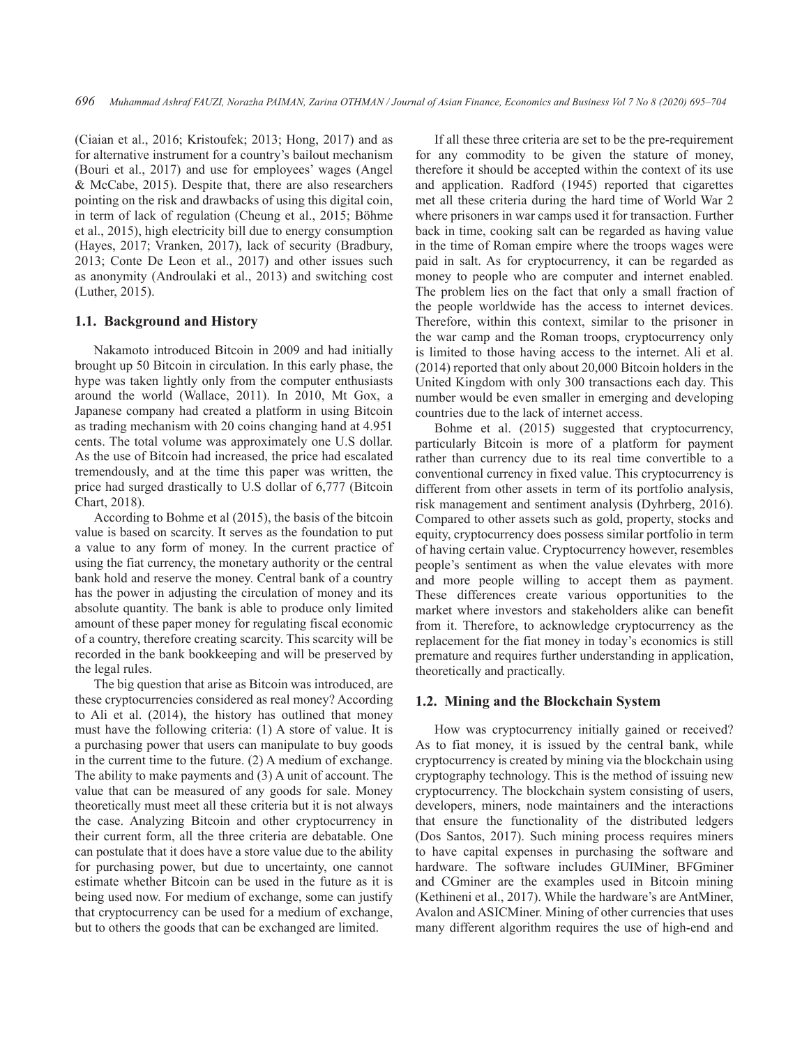(Ciaian et al., 2016; Kristoufek; 2013; Hong, 2017) and as for alternative instrument for a country's bailout mechanism (Bouri et al., 2017) and use for employees' wages (Angel & McCabe, 2015). Despite that, there are also researchers pointing on the risk and drawbacks of using this digital coin, in term of lack of regulation (Cheung et al., 2015; Böhme et al., 2015), high electricity bill due to energy consumption (Hayes, 2017; Vranken, 2017), lack of security (Bradbury, 2013; Conte De Leon et al., 2017) and other issues such as anonymity (Androulaki et al., 2013) and switching cost (Luther, 2015).

### 1.1. Background and History

Nakamoto introduced Bitcoin in 2009 and had initially brought up 50 Bitcoin in circulation. In this early phase, the hype was taken lightly only from the computer enthusiasts around the world (Wallace, 2011). In 2010, Mt Gox, a Japanese company had created a platform in using Bitcoin as trading mechanism with 20 coins changing hand at 4.951 cents. The total volume was approximately one U.S dollar. As the use of Bitcoin had increased, the price had escalated tremendously, and at the time this paper was written, the price had surged drastically to U.S dollar of 6,777 (Bitcoin Chart, 2018).

According to Bohme et al (2015), the basis of the bitcoin value is based on scarcity. It serves as the foundation to put a value to any form of money. In the current practice of using the fiat currency, the monetary authority or the central bank hold and reserve the money. Central bank of a country has the power in adjusting the circulation of money and its absolute quantity. The bank is able to produce only limited amount of these paper money for regulating fiscal economic of a country, therefore creating scarcity. This scarcity will be recorded in the bank bookkeeping and will be preserved by the legal rules.

The big question that arise as Bitcoin was introduced, are these cryptocurrencies considered as real money? According to Ali et al. (2014), the history has outlined that money must have the following criteria: (1) A store of value. It is a purchasing power that users can manipulate to buy goods in the current time to the future. (2) A medium of exchange. The ability to make payments and (3) A unit of account. The value that can be measured of any goods for sale. Money theoretically must meet all these criteria but it is not always the case. Analyzing Bitcoin and other cryptocurrency in their current form, all the three criteria are debatable. One can postulate that it does have a store value due to the ability for purchasing power, but due to uncertainty, one cannot estimate whether Bitcoin can be used in the future as it is being used now. For medium of exchange, some can justify that cryptocurrency can be used for a medium of exchange, but to others the goods that can be exchanged are limited.

If all these three criteria are set to be the pre-requirement for any commodity to be given the stature of money, therefore it should be accepted within the context of its use and application. Radford (1945) reported that cigarettes met all these criteria during the hard time of World War 2 where prisoners in war camps used it for transaction. Further back in time, cooking salt can be regarded as having value in the time of Roman empire where the troops wages were paid in salt. As for cryptocurrency, it can be regarded as money to people who are computer and internet enabled. The problem lies on the fact that only a small fraction of the people worldwide has the access to internet devices. Therefore, within this context, similar to the prisoner in the war camp and the Roman troops, cryptocurrency only is limited to those having access to the internet. Ali et al. (2014) reported that only about 20,000 Bitcoin holders in the United Kingdom with only 300 transactions each day. This number would be even smaller in emerging and developing countries due to the lack of internet access.

Bohme et al. (2015) suggested that cryptocurrency, particularly Bitcoin is more of a platform for payment rather than currency due to its real time convertible to a conventional currency in fixed value. This cryptocurrency is different from other assets in term of its portfolio analysis, risk management and sentiment analysis (Dyhrberg, 2016). Compared to other assets such as gold, property, stocks and equity, cryptocurrency does possess similar portfolio in term of having certain value. Cryptocurrency however, resembles people's sentiment as when the value elevates with more and more people willing to accept them as payment. These differences create various opportunities to the market where investors and stakeholders alike can benefit from it. Therefore, to acknowledge cryptocurrency as the replacement for the fiat money in today's economics is still premature and requires further understanding in application, theoretically and practically.

### 1.2. Mining and the Blockchain System

How was cryptocurrency initially gained or received? As to fiat money, it is issued by the central bank, while cryptocurrency is created by mining via the blockchain using cryptography technology. This is the method of issuing new cryptocurrency. The blockchain system consisting of users, developers, miners, node maintainers and the interactions that ensure the functionality of the distributed ledgers (Dos Santos, 2017). Such mining process requires miners to have capital expenses in purchasing the software and hardware. The software includes GUIMiner, BFGminer and CGminer are the examples used in Bitcoin mining (Kethineni et al., 2017). While the hardware's are AntMiner, Avalon and ASICMiner. Mining of other currencies that uses many different algorithm requires the use of high-end and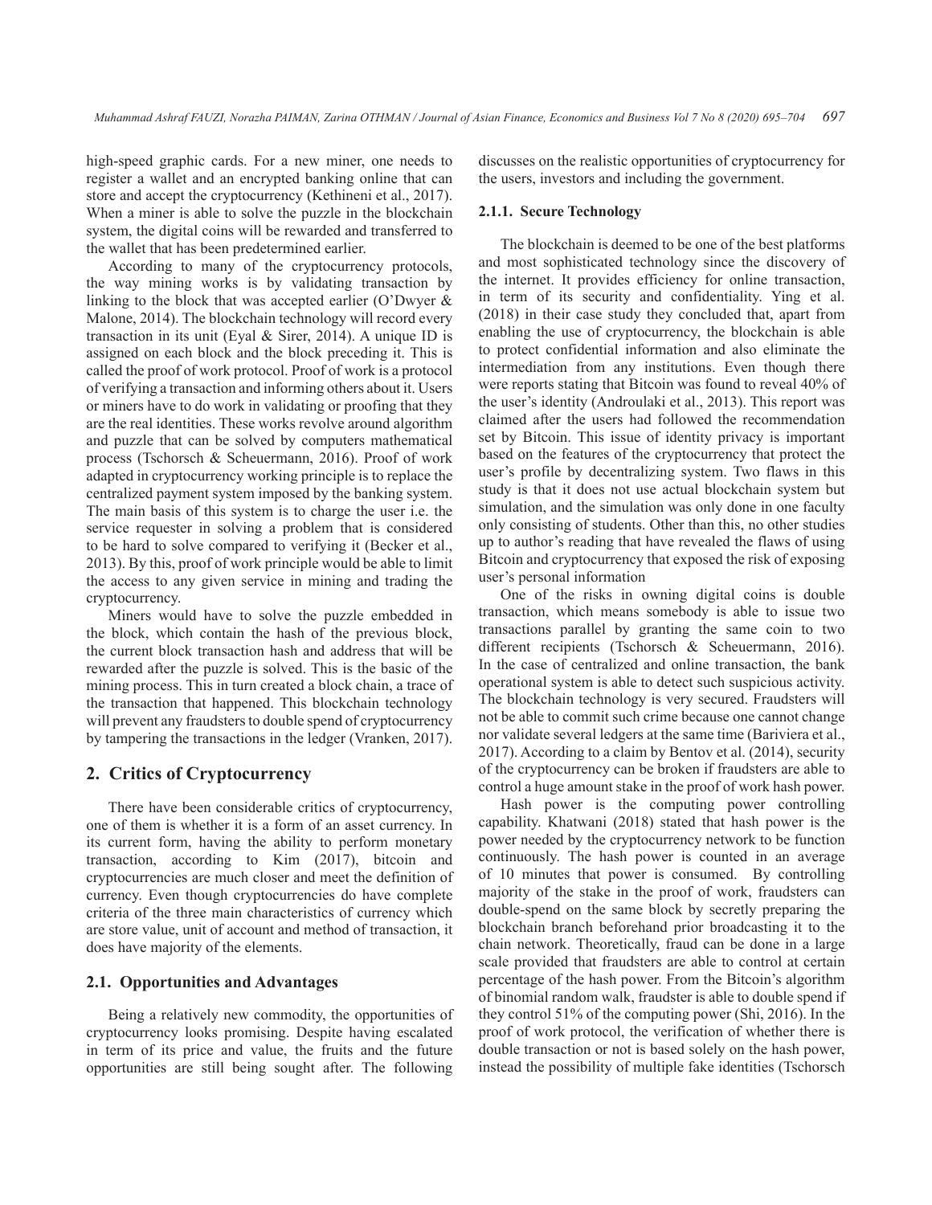high-speed graphic cards. For a new miner, one needs to register a wallet and an encrypted banking online that can store and accept the cryptocurrency (Kethineni et al., 2017). When a miner is able to solve the puzzle in the blockchain system, the digital coins will be rewarded and transferred to the wallet that has been predetermined earlier.

According to many of the cryptocurrency protocols, the way mining works is by validating transaction by linking to the block that was accepted earlier (O'Dwyer & Malone, 2014). The blockchain technology will record every transaction in its unit (Eyal & Sirer, 2014). A unique ID is assigned on each block and the block preceding it. This is called the proof of work protocol. Proof of work is a protocol of verifying a transaction and informing others about it. Users or miners have to do work in validating or proofing that they are the real identities. These works revolve around algorithm and puzzle that can be solved by computers mathematical process (Tschorsch & Scheuermann, 2016). Proof of work adapted in cryptocurrency working principle is to replace the centralized payment system imposed by the banking system. The main basis of this system is to charge the user i.e. the service requester in solving a problem that is considered to be hard to solve compared to verifying it (Becker et al., 2013). By this, proof of work principle would be able to limit the access to any given service in mining and trading the cryptocurrency.

Miners would have to solve the puzzle embedded in the block, which contain the hash of the previous block, the current block transaction hash and address that will be rewarded after the puzzle is solved. This is the basic of the mining process. This in turn created a block chain, a trace of the transaction that happened. This blockchain technology will prevent any fraudsters to double spend of cryptocurrency by tampering the transactions in the ledger (Vranken, 2017).

## 2. Critics of Cryptocurrency

There have been considerable critics of cryptocurrency, one of them is whether it is a form of an asset currency. In its current form, having the ability to perform monetary transaction, according to Kim (2017), bitcoin and cryptocurrencies are much closer and meet the definition of currency. Even though cryptocurrencies do have complete criteria of the three main characteristics of currency which are store value, unit of account and method of transaction, it does have majority of the elements.

### 2.1. Opportunities and Advantages

Being a relatively new commodity, the opportunities of cryptocurrency looks promising. Despite having escalated in term of its price and value, the fruits and the future opportunities are still being sought after. The following discusses on the realistic opportunities of cryptocurrency for the users, investors and including the government.

#### 2.1.1. Secure Technology

The blockchain is deemed to be one of the best platforms and most sophisticated technology since the discovery of the internet. It provides efficiency for online transaction, in term of its security and confidentiality. Ying et al. (2018) in their case study they concluded that, apart from enabling the use of cryptocurrency, the blockchain is able to protect confidential information and also eliminate the intermediation from any institutions. Even though there were reports stating that Bitcoin was found to reveal 40% of the user's identity (Androulaki et al., 2013). This report was claimed after the users had followed the recommendation set by Bitcoin. This issue of identity privacy is important based on the features of the cryptocurrency that protect the user's profile by decentralizing system. Two flaws in this study is that it does not use actual blockchain system but simulation, and the simulation was only done in one faculty only consisting of students. Other than this, no other studies up to author's reading that have revealed the flaws of using Bitcoin and cryptocurrency that exposed the risk of exposing user's personal information

One of the risks in owning digital coins is double transaction, which means somebody is able to issue two transactions parallel by granting the same coin to two different recipients (Tschorsch & Scheuermann, 2016). In the case of centralized and online transaction, the bank operational system is able to detect such suspicious activity. The blockchain technology is very secured. Fraudsters will not be able to commit such crime because one cannot change nor validate several ledgers at the same time (Bariviera et al., 2017). According to a claim by Bentov et al. (2014), security of the cryptocurrency can be broken if fraudsters are able to control a huge amount stake in the proof of work hash power.

Hash power is the computing power controlling capability. Khatwani (2018) stated that hash power is the power needed by the cryptocurrency network to be function continuously. The hash power is counted in an average of 10 minutes that power is consumed. By controlling majority of the stake in the proof of work, fraudsters can double-spend on the same block by secretly preparing the blockchain branch beforehand prior broadcasting it to the chain network. Theoretically, fraud can be done in a large scale provided that fraudsters are able to control at certain percentage of the hash power. From the Bitcoin's algorithm of binomial random walk, fraudster is able to double spend if they control 51% of the computing power (Shi, 2016). In the proof of work protocol, the verification of whether there is double transaction or not is based solely on the hash power, instead the possibility of multiple fake identities (Tschorsch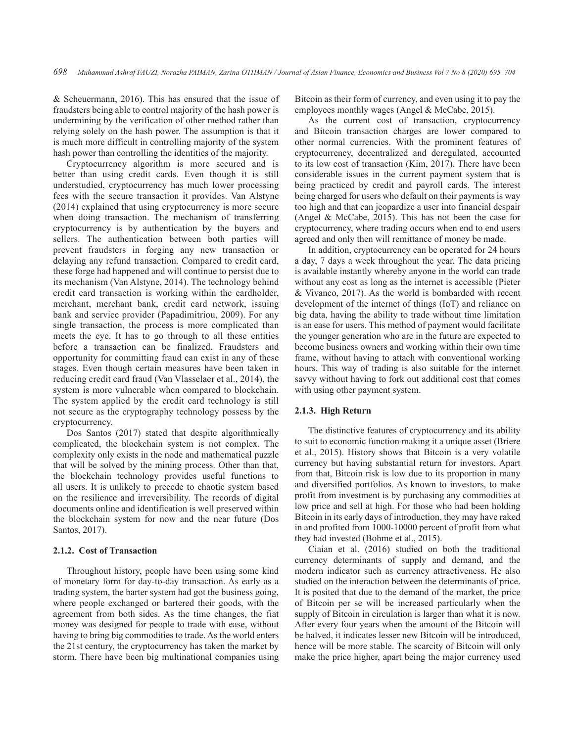& Scheuermann, 2016). This has ensured that the issue of fraudsters being able to control majority of the hash power is undermining by the verification of other method rather than relying solely on the hash power. The assumption is that it is much more difficult in controlling majority of the system hash power than controlling the identities of the majority.

Cryptocurrency algorithm is more secured and is better than using credit cards. Even though it is still understudied, cryptocurrency has much lower processing fees with the secure transaction it provides. Van Alstyne (2014) explained that using cryptocurrency is more secure when doing transaction. The mechanism of transferring cryptocurrency is by authentication by the buyers and sellers. The authentication between both parties will prevent fraudsters in forging any new transaction or delaying any refund transaction. Compared to credit card, these forge had happened and will continue to persist due to its mechanism (Van Alstyne, 2014). The technology behind credit card transaction is working within the cardholder, merchant, merchant bank, credit card network, issuing bank and service provider (Papadimitriou, 2009). For any single transaction, the process is more complicated than meets the eye. It has to go through to all these entities before a transaction can be finalized. Fraudsters and opportunity for committing fraud can exist in any of these stages. Even though certain measures have been taken in reducing credit card fraud (Van Vlasselaer et al., 2014), the system is more vulnerable when compared to blockchain. The system applied by the credit card technology is still not secure as the cryptography technology possess by the cryptocurrency.

Dos Santos (2017) stated that despite algorithmically complicated, the blockchain system is not complex. The complexity only exists in the node and mathematical puzzle that will be solved by the mining process. Other than that, the blockchain technology provides useful functions to all users. It is unlikely to precede to chaotic system based on the resilience and irreversibility. The records of digital documents online and identification is well preserved within the blockchain system for now and the near future (Dos Santos, 2017).

### 2.1.2. Cost of Transaction

Throughout history, people have been using some kind of monetary form for day-to-day transaction. As early as a trading system, the barter system had got the business going, where people exchanged or bartered their goods, with the agreement from both sides. As the time changes, the fiat money was designed for people to trade with ease, without having to bring big commodities to trade. As the world enters the 21st century, the cryptocurrency has taken the market by storm. There have been big multinational companies using Bitcoin as their form of currency, and even using it to pay the employees monthly wages (Angel & McCabe, 2015).

As the current cost of transaction, cryptocurrency and Bitcoin transaction charges are lower compared to other normal currencies. With the prominent features of cryptocurrency, decentralized and deregulated, accounted to its low cost of transaction (Kim, 2017). There have been considerable issues in the current payment system that is being practiced by credit and payroll cards. The interest being charged for users who default on their payments is way too high and that can jeopardize a user into financial despair (Angel & McCabe, 2015). This has not been the case for cryptocurrency, where trading occurs when end to end users agreed and only then will remittance of money be made.

In addition, cryptocurrency can be operated for 24 hours a day, 7 days a week throughout the year. The data pricing is available instantly whereby anyone in the world can trade without any cost as long as the internet is accessible (Pieter & Vivanco, 2017). As the world is bombarded with recent development of the internet of things (IoT) and reliance on big data, having the ability to trade without time limitation is an ease for users. This method of payment would facilitate the younger generation who are in the future are expected to become business owners and working within their own time frame, without having to attach with conventional working hours. This way of trading is also suitable for the internet savvy without having to fork out additional cost that comes with using other payment system.

### 2.1.3. High Return

The distinctive features of cryptocurrency and its ability to suit to economic function making it a unique asset (Briere et al., 2015). History shows that Bitcoin is a very volatile currency but having substantial return for investors. Apart from that, Bitcoin risk is low due to its proportion in many and diversified portfolios. As known to investors, to make profit from investment is by purchasing any commodities at low price and sell at high. For those who had been holding Bitcoin in its early days of introduction, they may have raked in and profited from 1000-10000 percent of profit from what they had invested (Bohme et al., 2015).

Ciaian et al. (2016) studied on both the traditional currency determinants of supply and demand, and the modern indicator such as currency attractiveness. He also studied on the interaction between the determinants of price. It is posited that due to the demand of the market, the price of Bitcoin per se will be increased particularly when the supply of Bitcoin in circulation is larger than what it is now. After every four years when the amount of the Bitcoin will be halved, it indicates lesser new Bitcoin will be introduced, hence will be more stable. The scarcity of Bitcoin will only make the price higher, apart being the major currency used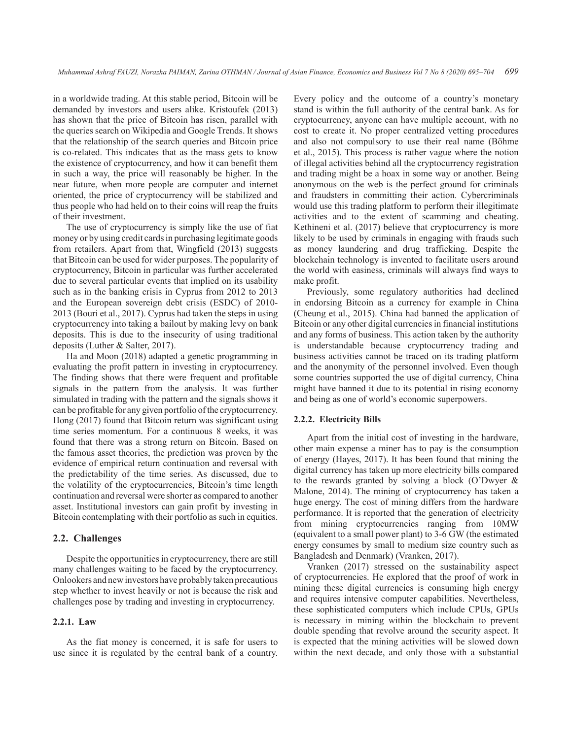in a worldwide trading. At this stable period, Bitcoin will be demanded by investors and users alike. Kristoufek (2013) has shown that the price of Bitcoin has risen, parallel with the queries search on Wikipedia and Google Trends. It shows that the relationship of the search queries and Bitcoin price is co-related. This indicates that as the mass gets to know the existence of cryptocurrency, and how it can benefit them in such a way, the price will reasonably be higher. In the near future, when more people are computer and internet oriented, the price of cryptocurrency will be stabilized and thus people who had held on to their coins will reap the fruits of their investment.

The use of cryptocurrency is simply like the use of fiat money or by using credit cards in purchasing legitimate goods from retailers. Apart from that, Wingfield (2013) suggests that Bitcoin can be used for wider purposes. The popularity of cryptocurrency, Bitcoin in particular was further accelerated due to several particular events that implied on its usability such as in the banking crisis in Cyprus from 2012 to 2013 and the European sovereign debt crisis (ESDC) of 2010-2013 (Bouri et al., 2017). Cyprus had taken the steps in using cryptocurrency into taking a bailout by making levy on bank deposits. This is due to the insecurity of using traditional deposits (Luther & Salter, 2017).

Ha and Moon (2018) adapted a genetic programming in evaluating the profit pattern in investing in cryptocurrency. The finding shows that there were frequent and profitable signals in the pattern from the analysis. It was further simulated in trading with the pattern and the signals shows it can be profitable for any given portfolio of the cryptocurrency. Hong (2017) found that Bitcoin return was significant using time series momentum. For a continuous 8 weeks, it was found that there was a strong return on Bitcoin. Based on the famous asset theories, the prediction was proven by the evidence of empirical return continuation and reversal with the predictability of the time series. As discussed, due to the volatility of the cryptocurrencies, Bitcoin's time length continuation and reversal were shorter as compared to another asset. Institutional investors can gain profit by investing in Bitcoin contemplating with their portfolio as such in equities.

## 2.2. Challenges

Despite the opportunities in cryptocurrency, there are still many challenges waiting to be faced by the cryptocurrency. Onlookers and new investors have probably taken precautious step whether to invest heavily or not is because the risk and challenges pose by trading and investing in cryptocurrency.

### 2.2.1. Law

As the fiat money is concerned, it is safe for users to use since it is regulated by the central bank of a country. Every policy and the outcome of a country's monetary stand is within the full authority of the central bank. As for cryptocurrency, anyone can have multiple account, with no cost to create it. No proper centralized vetting procedures and also not compulsory to use their real name (Böhme et al., 2015). This process is rather vague where the notion of illegal activities behind all the cryptocurrency registration and trading might be a hoax in some way or another. Being anonymous on the web is the perfect ground for criminals and fraudsters in committing their action. Cybercriminals would use this trading platform to perform their illegitimate activities and to the extent of scamming and cheating. Kethineni et al. (2017) believe that cryptocurrency is more likely to be used by criminals in engaging with frauds such as money laundering and drug trafficking. Despite the blockchain technology is invented to facilitate users around the world with easiness, criminals will always find ways to make profit.

Previously, some regulatory authorities had declined in endorsing Bitcoin as a currency for example in China (Cheung et al., 2015). China had banned the application of Bitcoin or any other digital currencies in financial institutions and any forms of business. This action taken by the authority is understandable because cryptocurrency trading and business activities cannot be traced on its trading platform and the anonymity of the personnel involved. Even though some countries supported the use of digital currency, China might have banned it due to its potential in rising economy and being as one of world's economic superpowers.

### 2.2.2. Electricity Bills

Apart from the initial cost of investing in the hardware, other main expense a miner has to pay is the consumption of energy (Hayes, 2017). It has been found that mining the digital currency has taken up more electricity bills compared to the rewards granted by solving a block (O'Dwyer & Malone, 2014). The mining of cryptocurrency has taken a huge energy. The cost of mining differs from the hardware performance. It is reported that the generation of electricity from mining cryptocurrencies ranging from 10MW (equivalent to a small power plant) to 3-6 GW (the estimated energy consumes by small to medium size country such as Bangladesh and Denmark) (Vranken, 2017).

Vranken (2017) stressed on the sustainability aspect of cryptocurrencies. He explored that the proof of work in mining these digital currencies is consuming high energy and requires intensive computer capabilities. Nevertheless, these sophisticated computers which include CPUs, GPUs is necessary in mining within the blockchain to prevent double spending that revolve around the security aspect. It is expected that the mining activities will be slowed down within the next decade, and only those with a substantial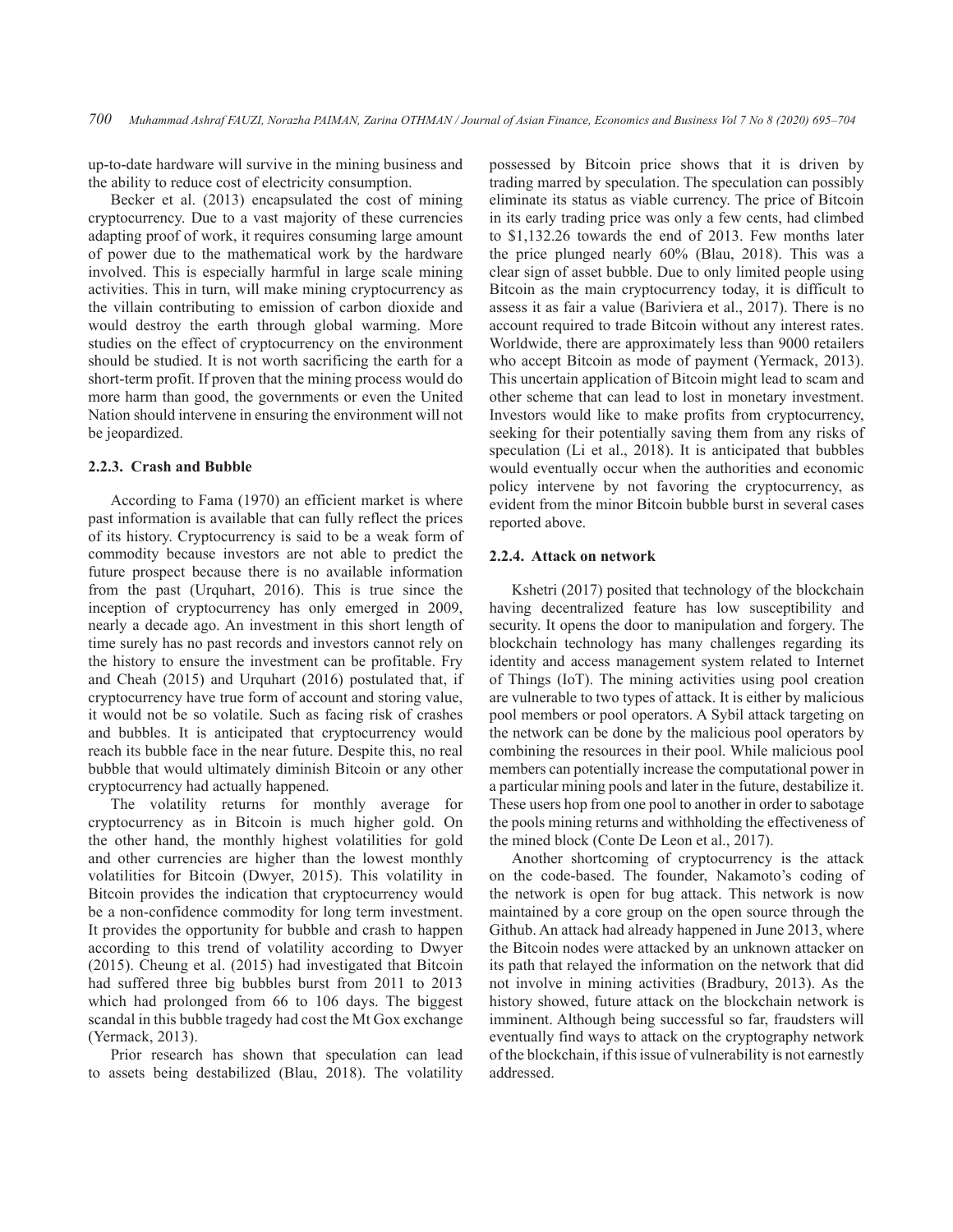up-to-date hardware will survive in the mining business and the ability to reduce cost of electricity consumption.

Becker et al. (2013) encapsulated the cost of mining cryptocurrency. Due to a vast majority of these currencies adapting proof of work, it requires consuming large amount of power due to the mathematical work by the hardware involved. This is especially harmful in large scale mining activities. This in turn, will make mining cryptocurrency as the villain contributing to emission of carbon dioxide and would destroy the earth through global warming. More studies on the effect of cryptocurrency on the environment should be studied. It is not worth sacrificing the earth for a short-term profit. If proven that the mining process would do more harm than good, the governments or even the United Nation should intervene in ensuring the environment will not be jeopardized.

### 2.2.3. Crash and Bubble

According to Fama (1970) an efficient market is where past information is available that can fully reflect the prices of its history. Cryptocurrency is said to be a weak form of commodity because investors are not able to predict the future prospect because there is no available information from the past (Urquhart, 2016). This is true since the inception of cryptocurrency has only emerged in 2009, nearly a decade ago. An investment in this short length of time surely has no past records and investors cannot rely on the history to ensure the investment can be profitable. Fry and Cheah (2015) and Urquhart (2016) postulated that, if cryptocurrency have true form of account and storing value, it would not be so volatile. Such as facing risk of crashes and bubbles. It is anticipated that cryptocurrency would reach its bubble face in the near future. Despite this, no real bubble that would ultimately diminish Bitcoin or any other cryptocurrency had actually happened.

The volatility returns for monthly average for cryptocurrency as in Bitcoin is much higher gold. On the other hand, the monthly highest volatilities for gold and other currencies are higher than the lowest monthly volatilities for Bitcoin (Dwyer, 2015). This volatility in Bitcoin provides the indication that cryptocurrency would be a non-confidence commodity for long term investment. It provides the opportunity for bubble and crash to happen according to this trend of volatility according to Dwyer (2015). Cheung et al. (2015) had investigated that Bitcoin had suffered three big bubbles burst from 2011 to 2013 which had prolonged from 66 to 106 days. The biggest scandal in this bubble tragedy had cost the Mt Gox exchange (Yermack, 2013).

Prior research has shown that speculation can lead to assets being destabilized (Blau, 2018). The volatility possessed by Bitcoin price shows that it is driven by trading marred by speculation. The speculation can possibly eliminate its status as viable currency. The price of Bitcoin in its early trading price was only a few cents, had climbed to $1,132.26 towards the end of 2013. Few months later the price plunged nearly 60% (Blau, 2018). This was a clear sign of asset bubble. Due to only limited people using Bitcoin as the main cryptocurrency today, it is difficult to assess it as fair a value (Bariviera et al., 2017). There is no account required to trade Bitcoin without any interest rates. Worldwide, there are approximately less than 9000 retailers who accept Bitcoin as mode of payment (Yermack, 2013). This uncertain application of Bitcoin might lead to scam and other scheme that can lead to lost in monetary investment. Investors would like to make profits from cryptocurrency, seeking for their potentially saving them from any risks of speculation (Li et al., 2018). It is anticipated that bubbles would eventually occur when the authorities and economic policy intervene by not favoring the cryptocurrency, as evident from the minor Bitcoin bubble burst in several cases reported above.

### 2.2.4. Attack on network

Kshetri (2017) posited that technology of the blockchain having decentralized feature has low susceptibility and security. It opens the door to manipulation and forgery. The blockchain technology has many challenges regarding its identity and access management system related to Internet of Things (IoT). The mining activities using pool creation are vulnerable to two types of attack. It is either by malicious pool members or pool operators. A Sybil attack targeting on the network can be done by the malicious pool operators by combining the resources in their pool. While malicious pool members can potentially increase the computational power in a particular mining pools and later in the future, destabilize it. These users hop from one pool to another in order to sabotage the pools mining returns and withholding the effectiveness of the mined block (Conte De Leon et al., 2017).

Another shortcoming of cryptocurrency is the attack on the code-based. The founder, Nakamoto's coding of the network is open for bug attack. This network is now maintained by a core group on the open source through the Github. An attack had already happened in June 2013, where the Bitcoin nodes were attacked by an unknown attacker on its path that relayed the information on the network that did not involve in mining activities (Bradbury, 2013). As the history showed, future attack on the blockchain network is imminent. Although being successful so far, fraudsters will eventually find ways to attack on the cryptography network of the blockchain, if this issue of vulnerability is not earnestly addressed.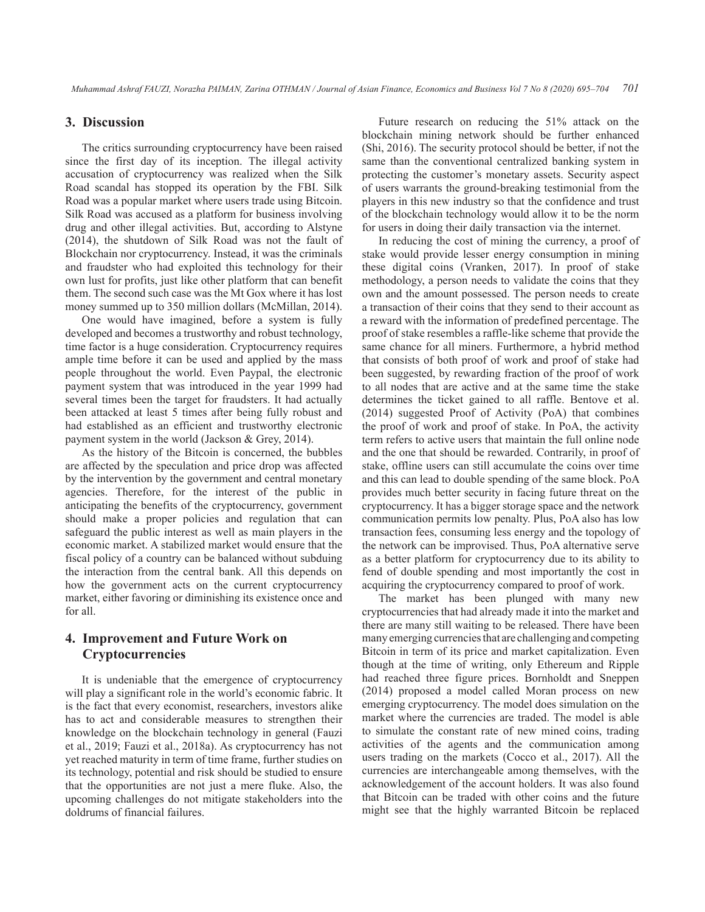## 3. Discussion

The critics surrounding cryptocurrency have been raised since the first day of its inception. The illegal activity accusation of cryptocurrency was realized when the Silk Road scandal has stopped its operation by the FBI. Silk Road was a popular market where users trade using Bitcoin. Silk Road was accused as a platform for business involving drug and other illegal activities. But, according to Alstyne (2014), the shutdown of Silk Road was not the fault of Blockchain nor cryptocurrency. Instead, it was the criminals and fraudster who had exploited this technology for their own lust for profits, just like other platform that can benefit them. The second such case was the Mt Gox where it has lost money summed up to 350 million dollars (McMillan, 2014).

One would have imagined, before a system is fully developed and becomes a trustworthy and robust technology, time factor is a huge consideration. Cryptocurrency requires ample time before it can be used and applied by the mass people throughout the world. Even Paypal, the electronic payment system that was introduced in the year 1999 had several times been the target for fraudsters. It had actually been attacked at least 5 times after being fully robust and had established as an efficient and trustworthy electronic payment system in the world (Jackson & Grey, 2014).

As the history of the Bitcoin is concerned, the bubbles are affected by the speculation and price drop was affected by the intervention by the government and central monetary agencies. Therefore, for the interest of the public in anticipating the benefits of the cryptocurrency, government should make a proper policies and regulation that can safeguard the public interest as well as main players in the economic market. A stabilized market would ensure that the fiscal policy of a country can be balanced without subduing the interaction from the central bank. All this depends on how the government acts on the current cryptocurrency market, either favoring or diminishing its existence once and for all.

## 4. Improvement and Future Work on Cryptocurrencies

It is undeniable that the emergence of cryptocurrency will play a significant role in the world's economic fabric. It is the fact that every economist, researchers, investors alike has to act and considerable measures to strengthen their knowledge on the blockchain technology in general (Fauzi et al., 2019; Fauzi et al., 2018a). As cryptocurrency has not yet reached maturity in term of time frame, further studies on its technology, potential and risk should be studied to ensure that the opportunities are not just a mere fluke. Also, the upcoming challenges do not mitigate stakeholders into the doldrums of financial failures.

Future research on reducing the 51% attack on the blockchain mining network should be further enhanced (Shi, 2016). The security protocol should be better, if not the same than the conventional centralized banking system in protecting the customer's monetary assets. Security aspect of users warrants the ground-breaking testimonial from the players in this new industry so that the confidence and trust of the blockchain technology would allow it to be the norm for users in doing their daily transaction via the internet.

In reducing the cost of mining the currency, a proof of stake would provide lesser energy consumption in mining these digital coins (Vranken, 2017). In proof of stake methodology, a person needs to validate the coins that they own and the amount possessed. The person needs to create a transaction of their coins that they send to their account as a reward with the information of predefined percentage. The proof of stake resembles a raffle-like scheme that provide the same chance for all miners. Furthermore, a hybrid method that consists of both proof of work and proof of stake had been suggested, by rewarding fraction of the proof of work to all nodes that are active and at the same time the stake determines the ticket gained to all raffle. Bentove et al. (2014) suggested Proof of Activity (PoA) that combines the proof of work and proof of stake. In PoA, the activity term refers to active users that maintain the full online node and the one that should be rewarded. Contrarily, in proof of stake, offline users can still accumulate the coins over time and this can lead to double spending of the same block. PoA provides much better security in facing future threat on the cryptocurrency. It has a bigger storage space and the network communication permits low penalty. Plus, PoA also has low transaction fees, consuming less energy and the topology of the network can be improvised. Thus, PoA alternative serve as a better platform for cryptocurrency due to its ability to fend of double spending and most importantly the cost in acquiring the cryptocurrency compared to proof of work.

The market has been plunged with many new cryptocurrencies that had already made it into the market and there are many still waiting to be released. There have been many emerging currencies that are challenging and competing Bitcoin in term of its price and market capitalization. Even though at the time of writing, only Ethereum and Ripple had reached three figure prices. Bornholdt and Sneppen (2014) proposed a model called Moran process on new emerging cryptocurrency. The model does simulation on the market where the currencies are traded. The model is able to simulate the constant rate of new mined coins, trading activities of the agents and the communication among users trading on the markets (Cocco et al., 2017). All the currencies are interchangeable among themselves, with the acknowledgement of the account holders. It was also found that Bitcoin can be traded with other coins and the future might see that the highly warranted Bitcoin be replaced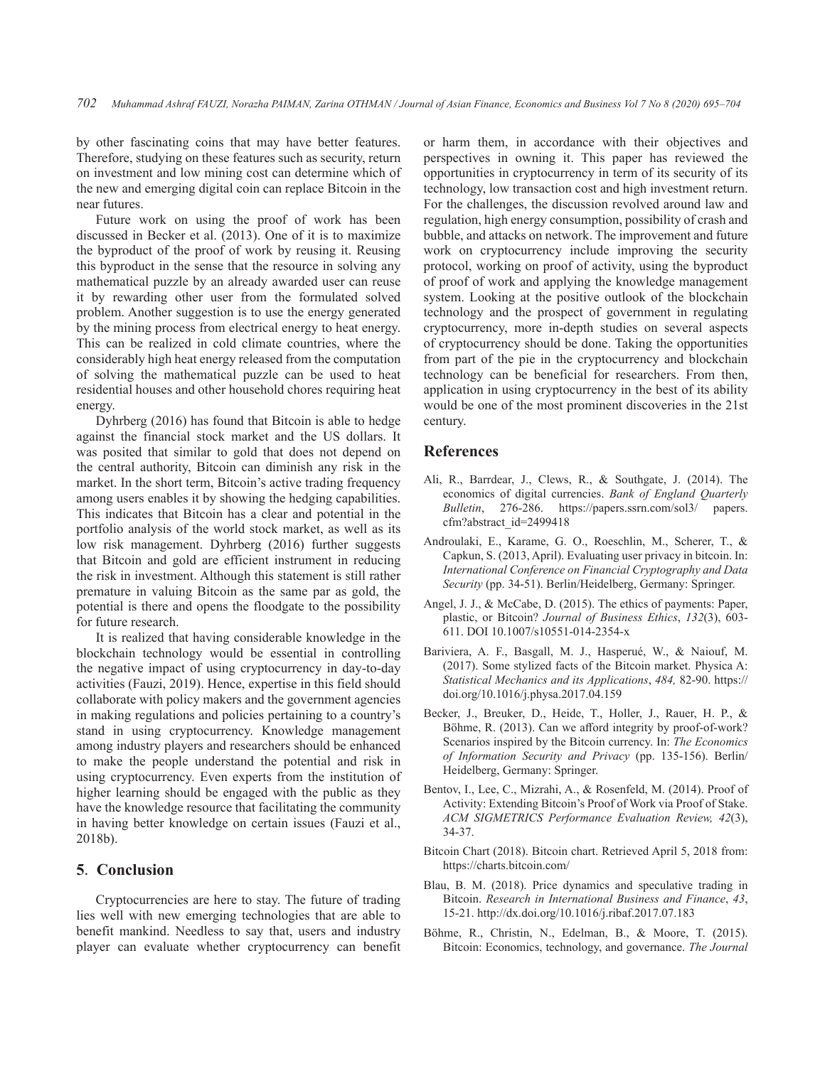by other fascinating coins that may have better features. Therefore, studying on these features such as security, return on investment and low mining cost can determine which of the new and emerging digital coin can replace Bitcoin in the near futures.

Future work on using the proof of work has been discussed in Becker et al. (2013). One of it is to maximize the byproduct of the proof of work by reusing it. Reusing this byproduct in the sense that the resource in solving any mathematical puzzle by an already awarded user can reuse it by rewarding other user from the formulated solved problem. Another suggestion is to use the energy generated by the mining process from electrical energy to heat energy. This can be realized in cold climate countries, where the considerably high heat energy released from the computation of solving the mathematical puzzle can be used to heat residential houses and other household chores requiring heat energy.

Dyhrberg (2016) has found that Bitcoin is able to hedge against the financial stock market and the US dollars. It was posited that similar to gold that does not depend on the central authority, Bitcoin can diminish any risk in the market. In the short term, Bitcoin's active trading frequency among users enables it by showing the hedging capabilities. This indicates that Bitcoin has a clear and potential in the portfolio analysis of the world stock market, as well as its low risk management. Dyhrberg (2016) further suggests that Bitcoin and gold are efficient instrument in reducing the risk in investment. Although this statement is still rather premature in valuing Bitcoin as the same par as gold, the potential is there and opens the floodgate to the possibility for future research.

It is realized that having considerable knowledge in the blockchain technology would be essential in controlling the negative impact of using cryptocurrency in day-to-day activities (Fauzi, 2019). Hence, expertise in this field should collaborate with policy makers and the government agencies in making regulations and policies pertaining to a country's stand in using cryptocurrency. Knowledge management among industry players and researchers should be enhanced to make the people understand the potential and risk in using cryptocurrency. Even experts from the institution of higher learning should be engaged with the public as they have the knowledge resource that facilitating the community in having better knowledge on certain issues (Fauzi et al., 2018b).

## 5. Conclusion

Cryptocurrencies are here to stay. The future of trading lies well with new emerging technologies that are able to benefit mankind. Needless to say that, users and industry player can evaluate whether cryptocurrency can benefit or harm them, in accordance with their objectives and perspectives in owning it. This paper has reviewed the opportunities in cryptocurrency in term of its security of its technology, low transaction cost and high investment return. For the challenges, the discussion revolved around law and regulation, high energy consumption, possibility of crash and bubble, and attacks on network. The improvement and future work on cryptocurrency include improving the security protocol, working on proof of activity, using the byproduct of proof of work and applying the knowledge management system. Looking at the positive outlook of the blockchain technology and the prospect of government in regulating cryptocurrency, more in-depth studies on several aspects of cryptocurrency should be done. Taking the opportunities from part of the pie in the cryptocurrency and blockchain technology can be beneficial for researchers. From then, application in using cryptocurrency in the best of its ability would be one of the most prominent discoveries in the 21st century.

## References

Ali, R., Barrdear, J., Clews, R., & Southgate, J. (2014). The economics of digital currencies. *Bank of England Quarterly Bulletin*, 276-286. https://papers.ssrn.com/sol3/ papers.cfm?abstract_id=2499418

Androulaki, E., Karame, G. O., Roeschlin, M., Scherer, T., & Capkun, S. (2013, April). Evaluating user privacy in bitcoin. In: *International Conference on Financial Cryptography and Data Security* (pp. 34-51). Berlin/Heidelberg, Germany: Springer.

Angel, J. J., & McCabe, D. (2015). The ethics of payments: Paper, plastic, or Bitcoin? *Journal of Business Ethics*, *132*(3), 603-611. DOI 10.1007/s10551-014-2354-x

Bariviera, A. F., Basgall, M. J., Hasperué, W., & Naiouf, M. (2017). Some stylized facts of the Bitcoin market. Physica A: *Statistical Mechanics and its Applications*, *484,* 82-90. https://doi.org/10.1016/j.physa.2017.04.159

Becker, J., Breuker, D., Heide, T., Holler, J., Rauer, H. P., & Böhme, R. (2013). Can we afford integrity by proof-of-work? Scenarios inspired by the Bitcoin currency. In: *The Economics of Information Security and Privacy* (pp. 135-156). Berlin/Heidelberg, Germany: Springer.

Bentov, I., Lee, C., Mizrahi, A., & Rosenfeld, M. (2014). Proof of Activity: Extending Bitcoin's Proof of Work via Proof of Stake. *ACM SIGMETRICS Performance Evaluation Review, 42*(3), 34-37.

Bitcoin Chart (2018). Bitcoin chart. Retrieved April 5, 2018 from: https://charts.bitcoin.com/

Blau, B. M. (2018). Price dynamics and speculative trading in Bitcoin. *Research in International Business and Finance*, *43*, 15-21. http://dx.doi.org/10.1016/j.ribaf.2017.07.183

Böhme, R., Christin, N., Edelman, B., & Moore, T. (2015). Bitcoin: Economics, technology, and governance. *The Journal*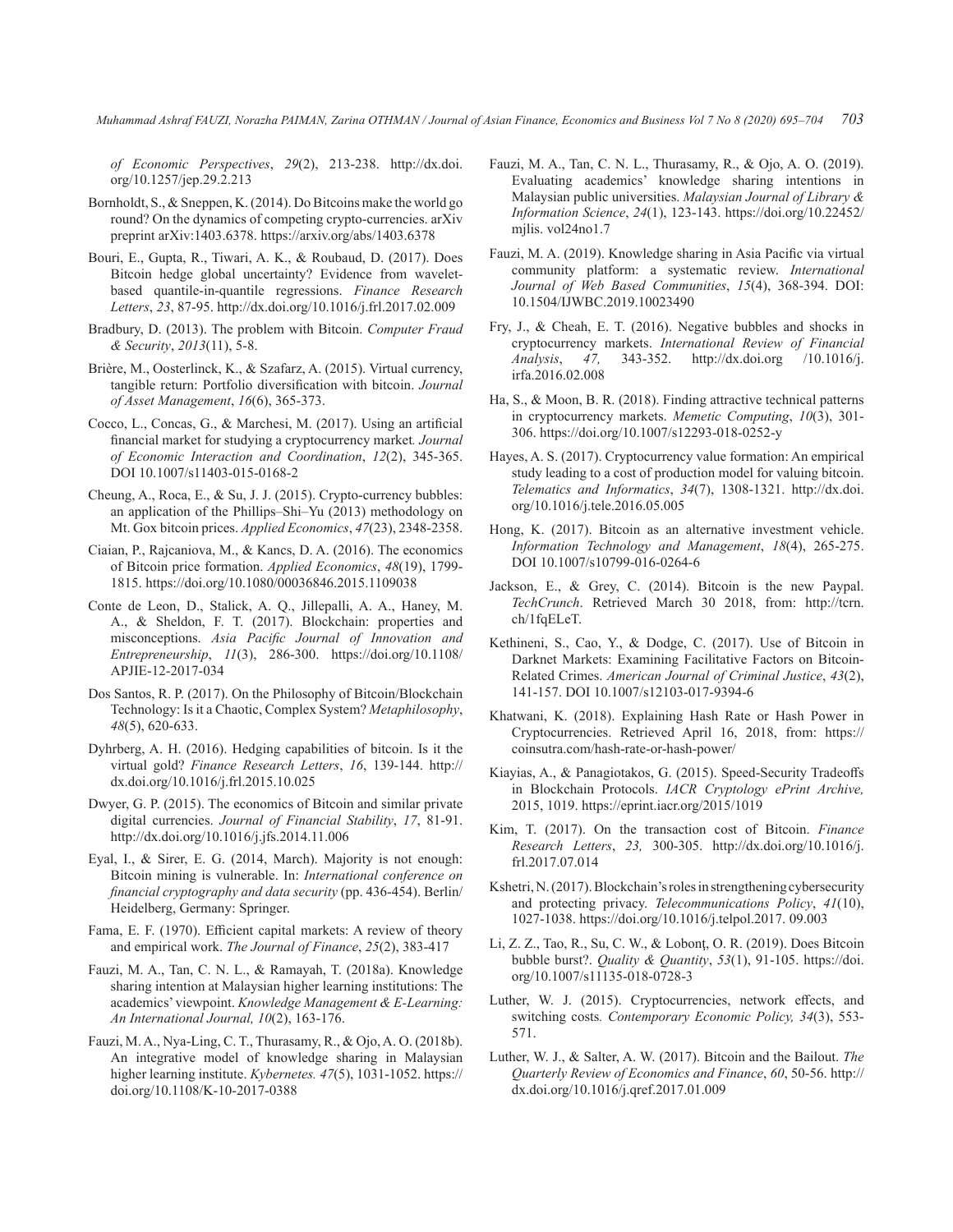*of Economic Perspectives*, *29*(2), 213-238. http://dx.doi.org/10.1257/jep.29.2.213

Bornholdt, S., & Sneppen, K. (2014). Do Bitcoins make the world go round? On the dynamics of competing crypto-currencies. arXiv preprint arXiv:1403.6378. https://arxiv.org/abs/1403.6378

Bouri, E., Gupta, R., Tiwari, A. K., & Roubaud, D. (2017). Does Bitcoin hedge global uncertainty? Evidence from wavelet-based quantile-in-quantile regressions. *Finance Research Letters*, *23*, 87-95. http://dx.doi.org/10.1016/j.frl.2017.02.009

Bradbury, D. (2013). The problem with Bitcoin. *Computer Fraud & Security*, *2013*(11), 5-8.

Brière, M., Oosterlinck, K., & Szafarz, A. (2015). Virtual currency, tangible return: Portfolio diversification with bitcoin. *Journal of Asset Management*, *16*(6), 365-373.

Cocco, L., Concas, G., & Marchesi, M. (2017). Using an artificial financial market for studying a cryptocurrency market. *Journal of Economic Interaction and Coordination*, *12*(2), 345-365. DOI 10.1007/s11403-015-0168-2

Cheung, A., Roca, E., & Su, J. J. (2015). Crypto-currency bubbles: an application of the Phillips–Shi–Yu (2013) methodology on Mt. Gox bitcoin prices. *Applied Economics*, *47*(23), 2348-2358.

Ciaian, P., Rajcaniova, M., & Kancs, D. A. (2016). The economics of Bitcoin price formation. *Applied Economics*, *48*(19), 1799-1815. https://doi.org/10.1080/00036846.2015.1109038

Conte de Leon, D., Stalick, A. Q., Jillepalli, A. A., Haney, M. A., & Sheldon, F. T. (2017). Blockchain: properties and misconceptions. *Asia Pacific Journal of Innovation and Entrepreneurship*, *11*(3), 286-300. https://doi.org/10.1108/APJIE-12-2017-034

Dos Santos, R. P. (2017). On the Philosophy of Bitcoin/Blockchain Technology: Is it a Chaotic, Complex System? *Metaphilosophy*, *48*(5), 620-633.

Dyhrberg, A. H. (2016). Hedging capabilities of bitcoin. Is it the virtual gold? *Finance Research Letters*, *16*, 139-144. http://dx.doi.org/10.1016/j.frl.2015.10.025

Dwyer, G. P. (2015). The economics of Bitcoin and similar private digital currencies. *Journal of Financial Stability*, *17*, 81-91. http://dx.doi.org/10.1016/j.jfs.2014.11.006

Eyal, I., & Sirer, E. G. (2014, March). Majority is not enough: Bitcoin mining is vulnerable. In: *International conference on financial cryptography and data security* (pp. 436-454). Berlin/Heidelberg, Germany: Springer.

Fama, E. F. (1970). Efficient capital markets: A review of theory and empirical work. *The Journal of Finance*, *25*(2), 383-417

Fauzi, M. A., Tan, C. N. L., & Ramayah, T. (2018a). Knowledge sharing intention at Malaysian higher learning institutions: The academics' viewpoint. *Knowledge Management & E-Learning: An International Journal, 10*(2), 163-176.

Fauzi, M. A., Nya-Ling, C. T., Thurasamy, R., & Ojo, A. O. (2018b). An integrative model of knowledge sharing in Malaysian higher learning institute. *Kybernetes. 47*(5), 1031-1052. https://doi.org/10.1108/K-10-2017-0388

Fauzi, M. A., Tan, C. N. L., Thurasamy, R., & Ojo, A. O. (2019). Evaluating academics' knowledge sharing intentions in Malaysian public universities. *Malaysian Journal of Library & Information Science*, *24*(1), 123-143. https://doi.org/10.22452/mjlis. vol24no1.7

Fauzi, M. A. (2019). Knowledge sharing in Asia Pacific via virtual community platform: a systematic review. *International Journal of Web Based Communities*, *15*(4), 368-394. DOI: 10.1504/IJWBC.2019.10023490

Fry, J., & Cheah, E. T. (2016). Negative bubbles and shocks in cryptocurrency markets. *International Review of Financial Analysis*, *47,* 343-352. http://dx.doi.org /10.1016/j.irfa.2016.02.008

Ha, S., & Moon, B. R. (2018). Finding attractive technical patterns in cryptocurrency markets. *Memetic Computing*, *10*(3), 301-306. https://doi.org/10.1007/s12293-018-0252-y

Hayes, A. S. (2017). Cryptocurrency value formation: An empirical study leading to a cost of production model for valuing bitcoin. *Telematics and Informatics*, *34*(7), 1308-1321. http://dx.doi.org/10.1016/j.tele.2016.05.005

Hong, K. (2017). Bitcoin as an alternative investment vehicle. *Information Technology and Management*, *18*(4), 265-275. DOI 10.1007/s10799-016-0264-6

Jackson, E., & Grey, C. (2014). Bitcoin is the new Paypal. *TechCrunch*. Retrieved March 30 2018, from: http://tcrn.ch/1fqELeT.

Kethineni, S., Cao, Y., & Dodge, C. (2017). Use of Bitcoin in Darknet Markets: Examining Facilitative Factors on Bitcoin-Related Crimes. *American Journal of Criminal Justice*, *43*(2), 141-157. DOI 10.1007/s12103-017-9394-6

Khatwani, K. (2018). Explaining Hash Rate or Hash Power in Cryptocurrencies. Retrieved April 16, 2018, from: https://coinsutra.com/hash-rate-or-hash-power/

Kiayias, A., & Panagiotakos, G. (2015). Speed-Security Tradeoffs in Blockchain Protocols. *IACR Cryptology ePrint Archive,* 2015, 1019. https://eprint.iacr.org/2015/1019

Kim, T. (2017). On the transaction cost of Bitcoin. *Finance Research Letters*, *23,* 300-305. http://dx.doi.org/10.1016/j.frl.2017.07.014

Kshetri, N. (2017). Blockchain's roles in strengthening cybersecurity and protecting privacy. *Telecommunications Policy*, *41*(10), 1027-1038. https://doi.org/10.1016/j.telpol.2017. 09.003

Li, Z. Z., Tao, R., Su, C. W., & Lobonţ, O. R. (2019). Does Bitcoin bubble burst?. *Quality & Quantity*, *53*(1), 91-105. https://doi.org/10.1007/s11135-018-0728-3

Luther, W. J. (2015). Cryptocurrencies, network effects, and switching costs*. Contemporary Economic Policy, 34*(3), 553-571.

Luther, W. J., & Salter, A. W. (2017). Bitcoin and the Bailout. *The Quarterly Review of Economics and Finance*, *60*, 50-56. http://dx.doi.org/10.1016/j.qref.2017.01.009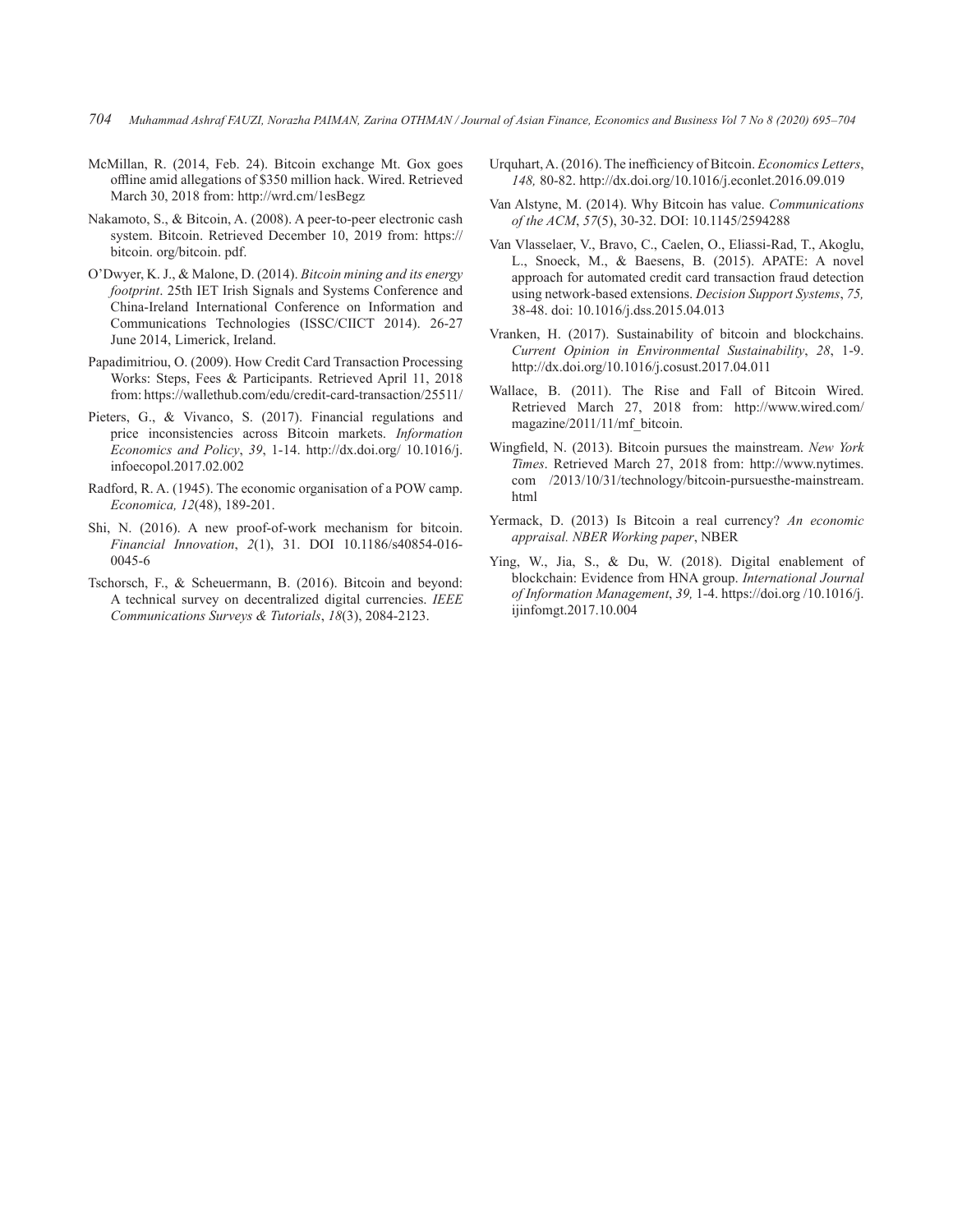McMillan, R. (2014, Feb. 24). Bitcoin exchange Mt. Gox goes offline amid allegations of $350 million hack. Wired. Retrieved March 30, 2018 from: http://wrd.cm/1esBegz

Nakamoto, S., & Bitcoin, A. (2008). A peer-to-peer electronic cash system. Bitcoin. Retrieved December 10, 2019 from: https://bitcoin. org/bitcoin. pdf.

O'Dwyer, K. J., & Malone, D. (2014). *Bitcoin mining and its energy footprint*. 25th IET Irish Signals and Systems Conference and China-Ireland International Conference on Information and Communications Technologies (ISSC/CIICT 2014). 26-27 June 2014, Limerick, Ireland.

Papadimitriou, O. (2009). How Credit Card Transaction Processing Works: Steps, Fees & Participants. Retrieved April 11, 2018 from: https://wallethub.com/edu/credit-card-transaction/25511/

Pieters, G., & Vivanco, S. (2017). Financial regulations and price inconsistencies across Bitcoin markets. *Information Economics and Policy*, *39*, 1-14. http://dx.doi.org/ 10.1016/j.infoecopol.2017.02.002

Radford, R. A. (1945). The economic organisation of a POW camp. *Economica, 12*(48), 189-201.

Shi, N. (2016). A new proof-of-work mechanism for bitcoin. *Financial Innovation*, *2*(1), 31. DOI 10.1186/s40854-016-0045-6

Tschorsch, F., & Scheuermann, B. (2016). Bitcoin and beyond: A technical survey on decentralized digital currencies. *IEEE Communications Surveys & Tutorials*, *18*(3), 2084-2123.

Urquhart, A. (2016). The inefficiency of Bitcoin. *Economics Letters*, *148,* 80-82. http://dx.doi.org/10.1016/j.econlet.2016.09.019

Van Alstyne, M. (2014). Why Bitcoin has value. *Communications of the ACM*, *57*(5), 30-32. DOI: 10.1145/2594288

Van Vlasselaer, V., Bravo, C., Caelen, O., Eliassi-Rad, T., Akoglu, L., Snoeck, M., & Baesens, B. (2015). APATE: A novel approach for automated credit card transaction fraud detection using network-based extensions. *Decision Support Systems*, *75,* 38-48. doi: 10.1016/j.dss.2015.04.013

Vranken, H. (2017). Sustainability of bitcoin and blockchains. *Current Opinion in Environmental Sustainability*, *28*, 1-9. http://dx.doi.org/10.1016/j.cosust.2017.04.011

Wallace, B. (2011). The Rise and Fall of Bitcoin Wired. Retrieved March 27, 2018 from: http://www.wired.com/magazine/2011/11/mf_bitcoin.

Wingfield, N. (2013). Bitcoin pursues the mainstream. *New York Times*. Retrieved March 27, 2018 from: http://www.nytimes.com /2013/10/31/technology/bitcoin-pursuesthe-mainstream.html

Yermack, D. (2013) Is Bitcoin a real currency? *An economic appraisal. NBER Working paper*, NBER

Ying, W., Jia, S., & Du, W. (2018). Digital enablement of blockchain: Evidence from HNA group. *International Journal of Information Management*, *39,* 1-4. https://doi.org /10.1016/j.ijinfomgt.2017.10.004